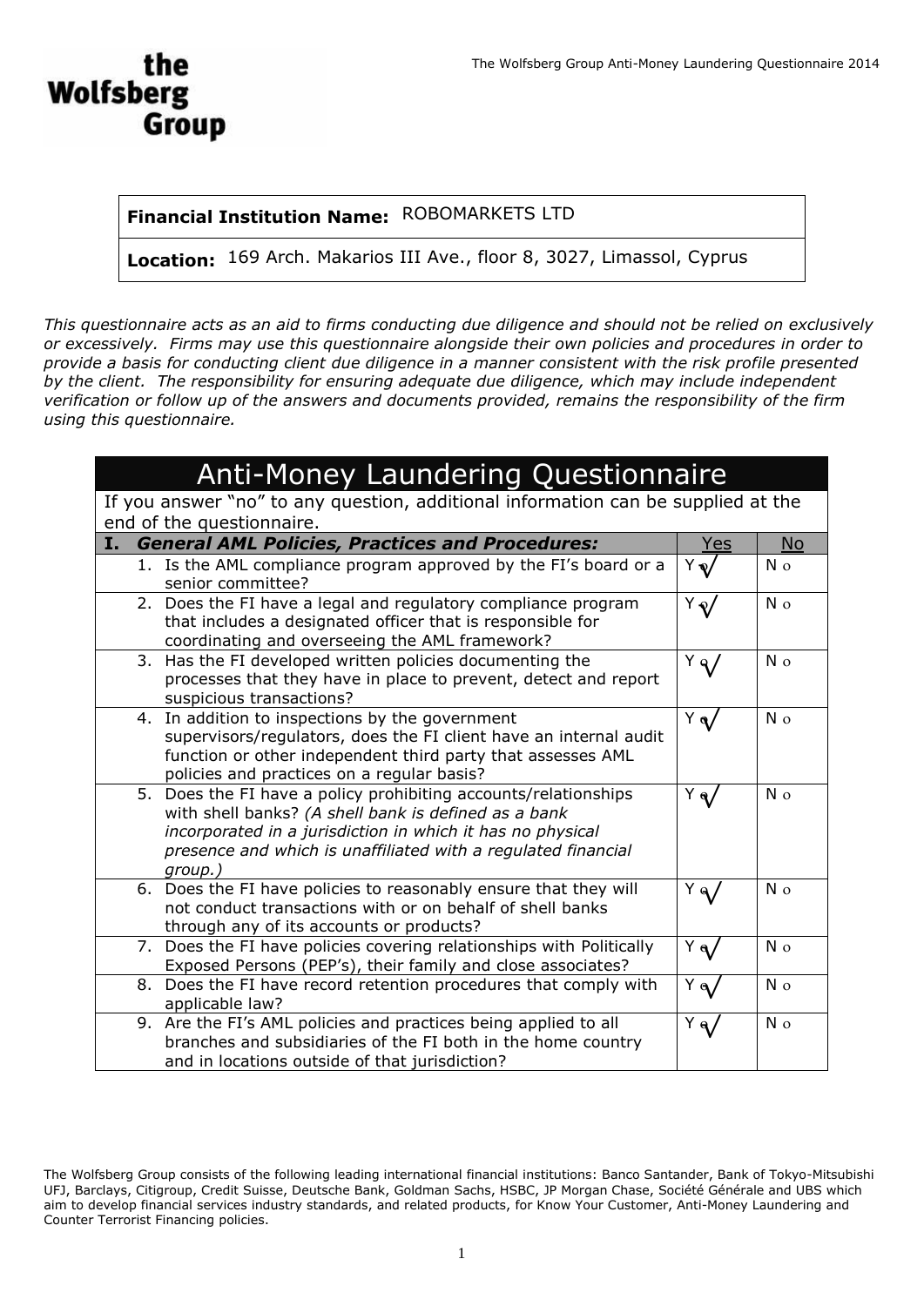**the Wolfsberg Group**

| **Financial Institution Name:** ROBOMARKETS LTD |
|---|
| **Location:** 169 Arch. Makarios III Ave., floor 8, 3027, Limassol, Cyprus |

*This questionnaire acts as an aid to firms conducting due diligence and should not be relied on exclusively or excessively. Firms may use this questionnaire alongside their own policies and procedures in order to provide a basis for conducting client due diligence in a manner consistent with the risk profile presented by the client. The responsibility for ensuring adequate due diligence, which may include independent verification or follow up of the answers and documents provided, remains the responsibility of the firm using this questionnaire.*

# Anti-Money Laundering Questionnaire

If you answer "no" to any question, additional information can be supplied at the end of the questionnaire.

| **I. *General AML Policies, Practices and Procedures:*** | Yes | No |
|---|---|---|
| 1. Is the AML compliance program approved by the FI's board or a senior committee? | Y √ | N o |
| 2. Does the FI have a legal and regulatory compliance program that includes a designated officer that is responsible for coordinating and overseeing the AML framework? | Y √ | N o |
| 3. Has the FI developed written policies documenting the processes that they have in place to prevent, detect and report suspicious transactions? | Y √ | N o |
| 4. In addition to inspections by the government supervisors/regulators, does the FI client have an internal audit function or other independent third party that assesses AML policies and practices on a regular basis? | Y √ | N o |
| 5. Does the FI have a policy prohibiting accounts/relationships with shell banks? *(A shell bank is defined as a bank incorporated in a jurisdiction in which it has no physical presence and which is unaffiliated with a regulated financial group.)* | Y √ | N o |
| 6. Does the FI have policies to reasonably ensure that they will not conduct transactions with or on behalf of shell banks through any of its accounts or products? | Y √ | N o |
| 7. Does the FI have policies covering relationships with Politically Exposed Persons (PEP's), their family and close associates? | Y √ | N o |
| 8. Does the FI have record retention procedures that comply with applicable law? | Y √ | N o |
| 9. Are the FI's AML policies and practices being applied to all branches and subsidiaries of the FI both in the home country and in locations outside of that jurisdiction? | Y √ | N o |

The Wolfsberg Group consists of the following leading international financial institutions: Banco Santander, Bank of Tokyo-Mitsubishi UFJ, Barclays, Citigroup, Credit Suisse, Deutsche Bank, Goldman Sachs, HSBC, JP Morgan Chase, Société Générale and UBS which aim to develop financial services industry standards, and related products, for Know Your Customer, Anti-Money Laundering and Counter Terrorist Financing policies.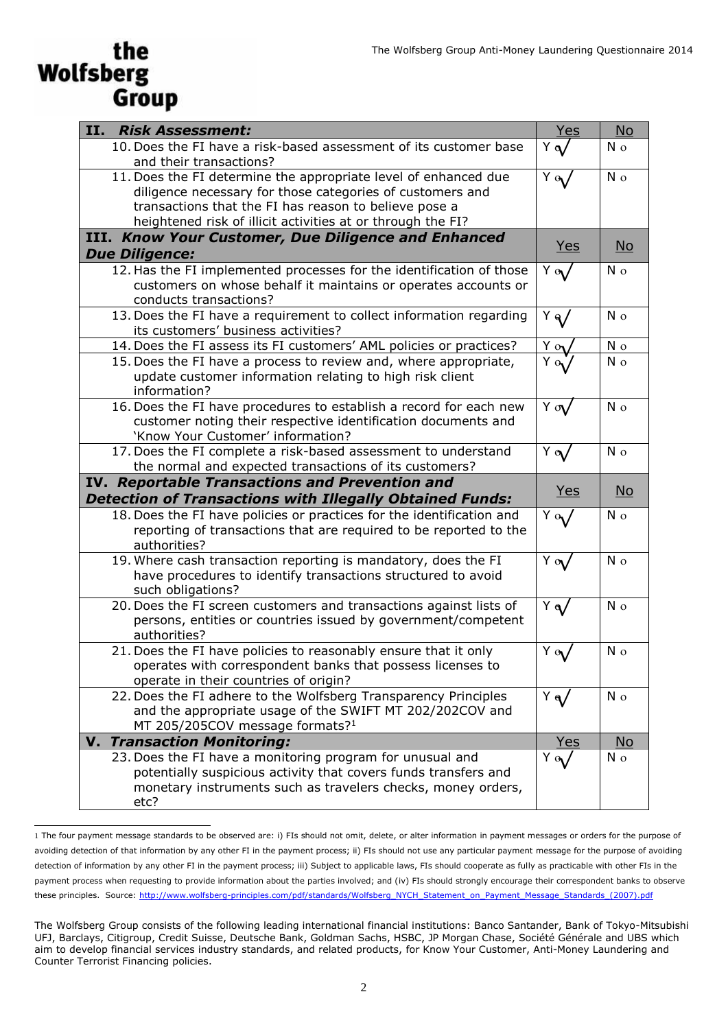| II. *Risk Assessment:* | Yes | No |
|---|---|---|
| 10. Does the FI have a risk-based assessment of its customer base and their transactions? | Y o √ | N o |
| 11. Does the FI determine the appropriate level of enhanced due diligence necessary for those categories of customers and transactions that the FI has reason to believe pose a heightened risk of illicit activities at or through the FI? | Y o √ | N o |
| **III. *Know Your Customer, Due Diligence and Enhanced Due Diligence:*** | **Yes** | **No** |
| 12. Has the FI implemented processes for the identification of those customers on whose behalf it maintains or operates accounts or conducts transactions? | Y o √ | N o |
| 13. Does the FI have a requirement to collect information regarding its customers' business activities? | Y o √ | N o |
| 14. Does the FI assess its FI customers' AML policies or practices? | Y o √ | N o |
| 15. Does the FI have a process to review and, where appropriate, update customer information relating to high risk client information? | Y o √ | N o |
| 16. Does the FI have procedures to establish a record for each new customer noting their respective identification documents and 'Know Your Customer' information? | Y o √ | N o |
| 17. Does the FI complete a risk-based assessment to understand the normal and expected transactions of its customers? | Y o √ | N o |
| **IV. *Reportable Transactions and Prevention and Detection of Transactions with Illegally Obtained Funds:*** | **Yes** | **No** |
| 18. Does the FI have policies or practices for the identification and reporting of transactions that are required to be reported to the authorities? | Y o √ | N o |
| 19. Where cash transaction reporting is mandatory, does the FI have procedures to identify transactions structured to avoid such obligations? | Y o √ | N o |
| 20. Does the FI screen customers and transactions against lists of persons, entities or countries issued by government/competent authorities? | Y o √ | N o |
| 21. Does the FI have policies to reasonably ensure that it only operates with correspondent banks that possess licenses to operate in their countries of origin? | Y o √ | N o |
| 22. Does the FI adhere to the Wolfsberg Transparency Principles and the appropriate usage of the SWIFT MT 202/202COV and MT 205/205COV message formats?[1] | Y o √ | N o |
| **V. *Transaction Monitoring:*** | **Yes** | **No** |
| 23. Does the FI have a monitoring program for unusual and potentially suspicious activity that covers funds transfers and monetary instruments such as travelers checks, money orders, etc? | Y o √ | N o |

[1] The four payment message standards to be observed are: i) FIs should not omit, delete, or alter information in payment messages or orders for the purpose of avoiding detection of that information by any other FI in the payment process; ii) FIs should not use any particular payment message for the purpose of avoiding detection of information by any other FI in the payment process; iii) Subject to applicable laws, FIs should cooperate as fully as practicable with other FIs in the payment process when requesting to provide information about the parties involved; and (iv) FIs should strongly encourage their correspondent banks to observe these principles. Source: http://www.wolfsberg-principles.com/pdf/standards/Wolfsberg_NYCH_Statement_on_Payment_Message_Standards_(2007).pdf

The Wolfsberg Group consists of the following leading international financial institutions: Banco Santander, Bank of Tokyo-Mitsubishi UFJ, Barclays, Citigroup, Credit Suisse, Deutsche Bank, Goldman Sachs, HSBC, JP Morgan Chase, Société Générale and UBS which aim to develop financial services industry standards, and related products, for Know Your Customer, Anti-Money Laundering and Counter Terrorist Financing policies.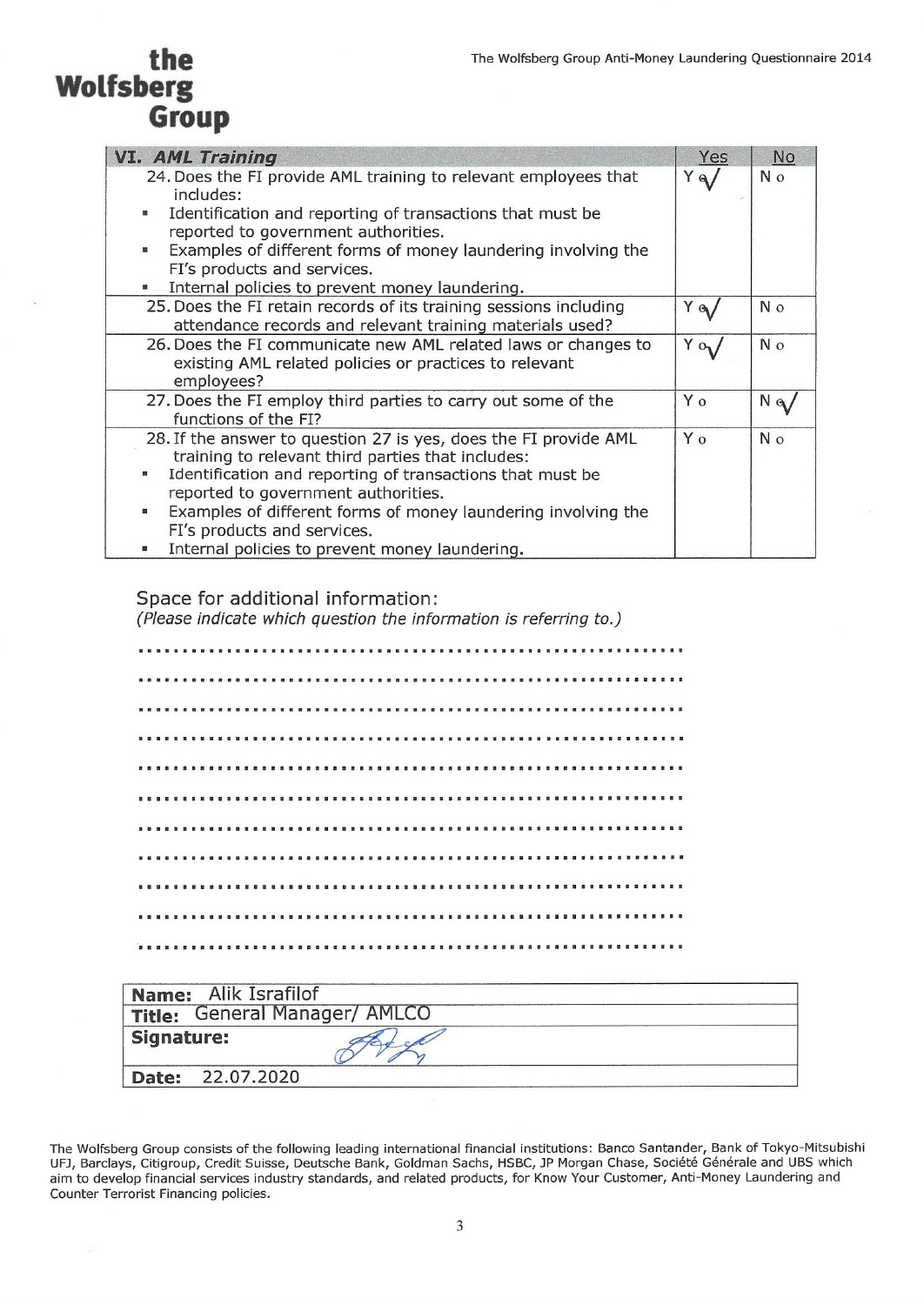the Wolfsberg Group

| VI. AML Training | Yes | No |
|---|---|---|
| 24. Does the FI provide AML training to relevant employees that includes:<br>▪ Identification and reporting of transactions that must be reported to government authorities.<br>▪ Examples of different forms of money laundering involving the FI's products and services.<br>▪ Internal policies to prevent money laundering. | Y ✓ | N o |
| 25. Does the FI retain records of its training sessions including attendance records and relevant training materials used? | Y ✓ | N o |
| 26. Does the FI communicate new AML related laws or changes to existing AML related policies or practices to relevant employees? | Y ✓ | N o |
| 27. Does the FI employ third parties to carry out some of the functions of the FI? | Y o | N ✓ |
| 28. If the answer to question 27 is yes, does the FI provide AML training to relevant third parties that includes:<br>▪ Identification and reporting of transactions that must be reported to government authorities.<br>▪ Examples of different forms of money laundering involving the FI's products and services.<br>▪ Internal policies to prevent money laundering. | Y o | N o |

Space for additional information:
*(Please indicate which question the information is referring to.)*

| | |
|---|---|
| **Name:** | Alik Israfilof |
| **Title:** | General Manager/ AMLCO |
| **Signature:** | |
| **Date:** | 22.07.2020 |

The Wolfsberg Group consists of the following leading international financial institutions: Banco Santander, Bank of Tokyo-Mitsubishi UFJ, Barclays, Citigroup, Credit Suisse, Deutsche Bank, Goldman Sachs, HSBC, JP Morgan Chase, Société Générale and UBS which aim to develop financial services industry standards, and related products, for Know Your Customer, Anti-Money Laundering and Counter Terrorist Financing policies.